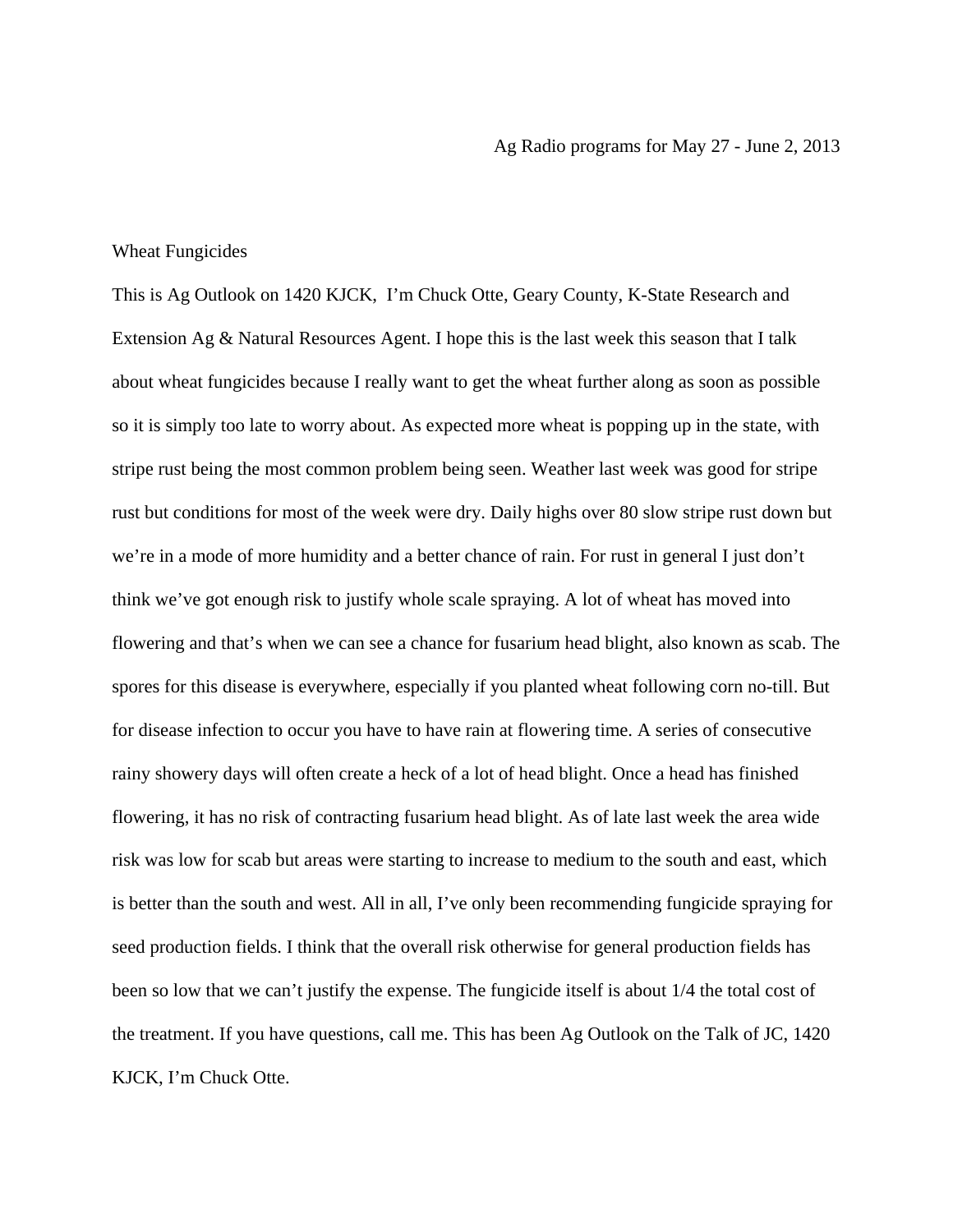Ag Radio programs for May 27 - June 2, 2013

## Wheat Fungicides

This is Ag Outlook on 1420 KJCK, I'm Chuck Otte, Geary County, K-State Research and Extension Ag & Natural Resources Agent. I hope this is the last week this season that I talk about wheat fungicides because I really want to get the wheat further along as soon as possible so it is simply too late to worry about. As expected more wheat is popping up in the state, with stripe rust being the most common problem being seen. Weather last week was good for stripe rust but conditions for most of the week were dry. Daily highs over 80 slow stripe rust down but we're in a mode of more humidity and a better chance of rain. For rust in general I just don't think we've got enough risk to justify whole scale spraying. A lot of wheat has moved into flowering and that's when we can see a chance for fusarium head blight, also known as scab. The spores for this disease is everywhere, especially if you planted wheat following corn no-till. But for disease infection to occur you have to have rain at flowering time. A series of consecutive rainy showery days will often create a heck of a lot of head blight. Once a head has finished flowering, it has no risk of contracting fusarium head blight. As of late last week the area wide risk was low for scab but areas were starting to increase to medium to the south and east, which is better than the south and west. All in all, I've only been recommending fungicide spraying for seed production fields. I think that the overall risk otherwise for general production fields has been so low that we can't justify the expense. The fungicide itself is about 1/4 the total cost of the treatment. If you have questions, call me. This has been Ag Outlook on the Talk of JC, 1420 KJCK, I'm Chuck Otte.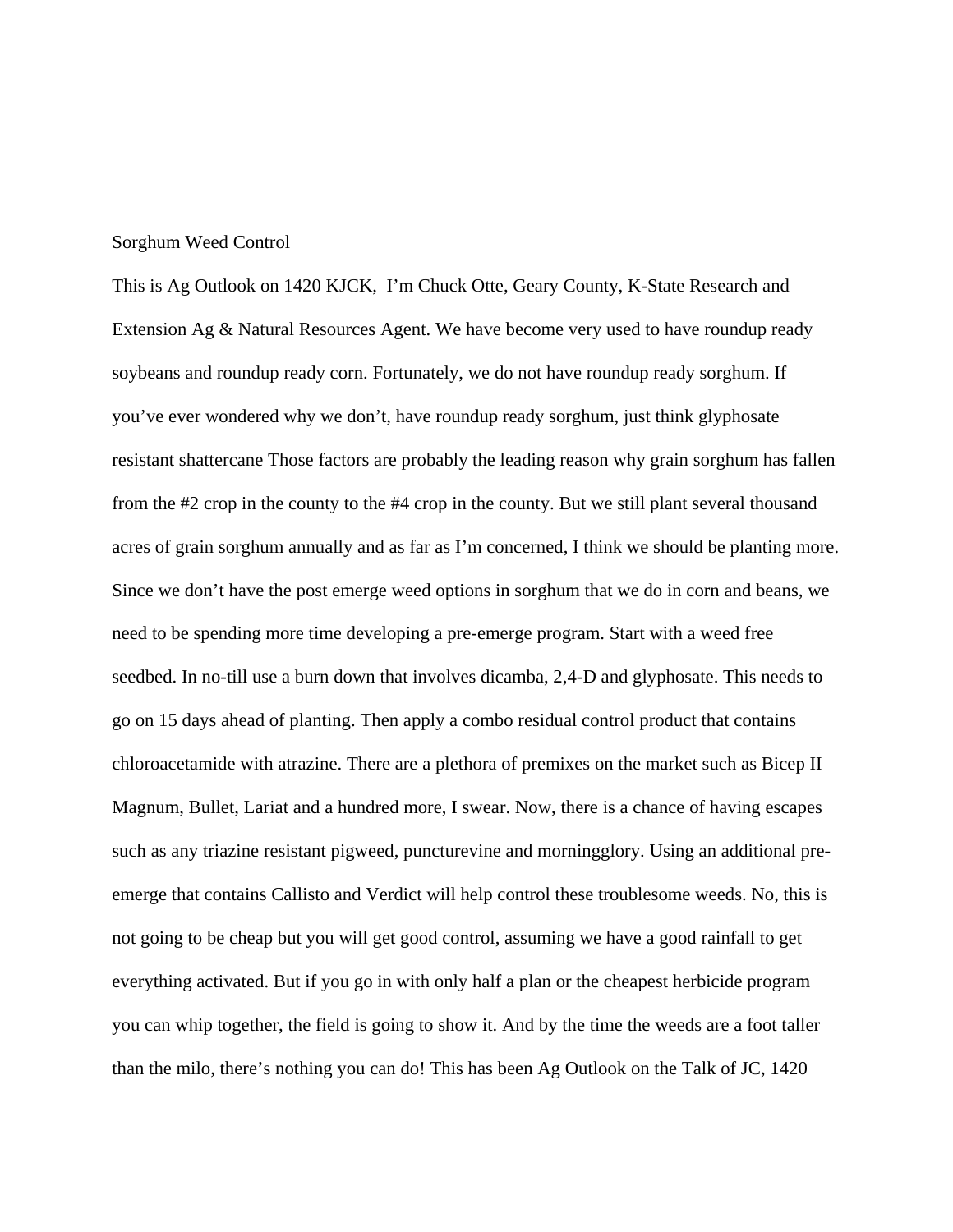Sorghum Weed Control

This is Ag Outlook on 1420 KJCK,  I'm Chuck Otte, Geary County, K-State Research and Extension Ag & Natural Resources Agent. We have become very used to have roundup ready soybeans and roundup ready corn. Fortunately, we do not have roundup ready sorghum. If you've ever wondered why we don't, have roundup ready sorghum, just think glyphosate resistant shattercane Those factors are probably the leading reason why grain sorghum has fallen from the #2 crop in the county to the #4 crop in the county. But we still plant several thousand acres of grain sorghum annually and as far as I'm concerned, I think we should be planting more. Since we don't have the post emerge weed options in sorghum that we do in corn and beans, we need to be spending more time developing a pre-emerge program. Start with a weed free seedbed. In no-till use a burn down that involves dicamba, 2,4-D and glyphosate. This needs to go on 15 days ahead of planting. Then apply a combo residual control product that contains chloroacetamide with atrazine. There are a plethora of premixes on the market such as Bicep II Magnum, Bullet, Lariat and a hundred more, I swear. Now, there is a chance of having escapes such as any triazine resistant pigweed, puncturevine and morningglory. Using an additional pre-emerge that contains Callisto and Verdict will help control these troublesome weeds. No, this is not going to be cheap but you will get good control, assuming we have a good rainfall to get everything activated. But if you go in with only half a plan or the cheapest herbicide program you can whip together, the field is going to show it. And by the time the weeds are a foot taller than the milo, there's nothing you can do! This has been Ag Outlook on the Talk of JC, 1420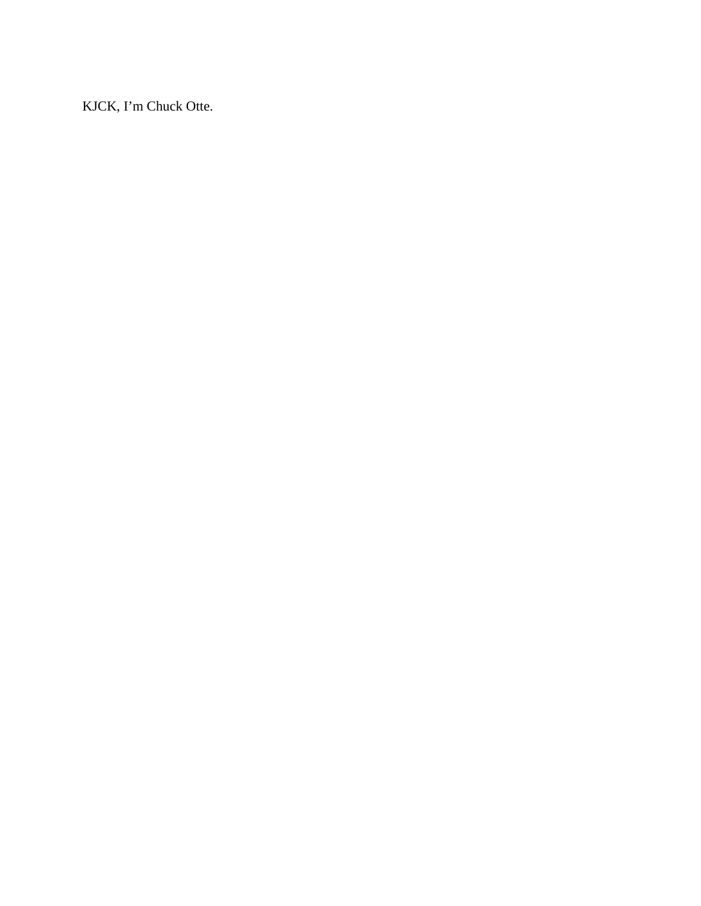KJCK, I’m Chuck Otte.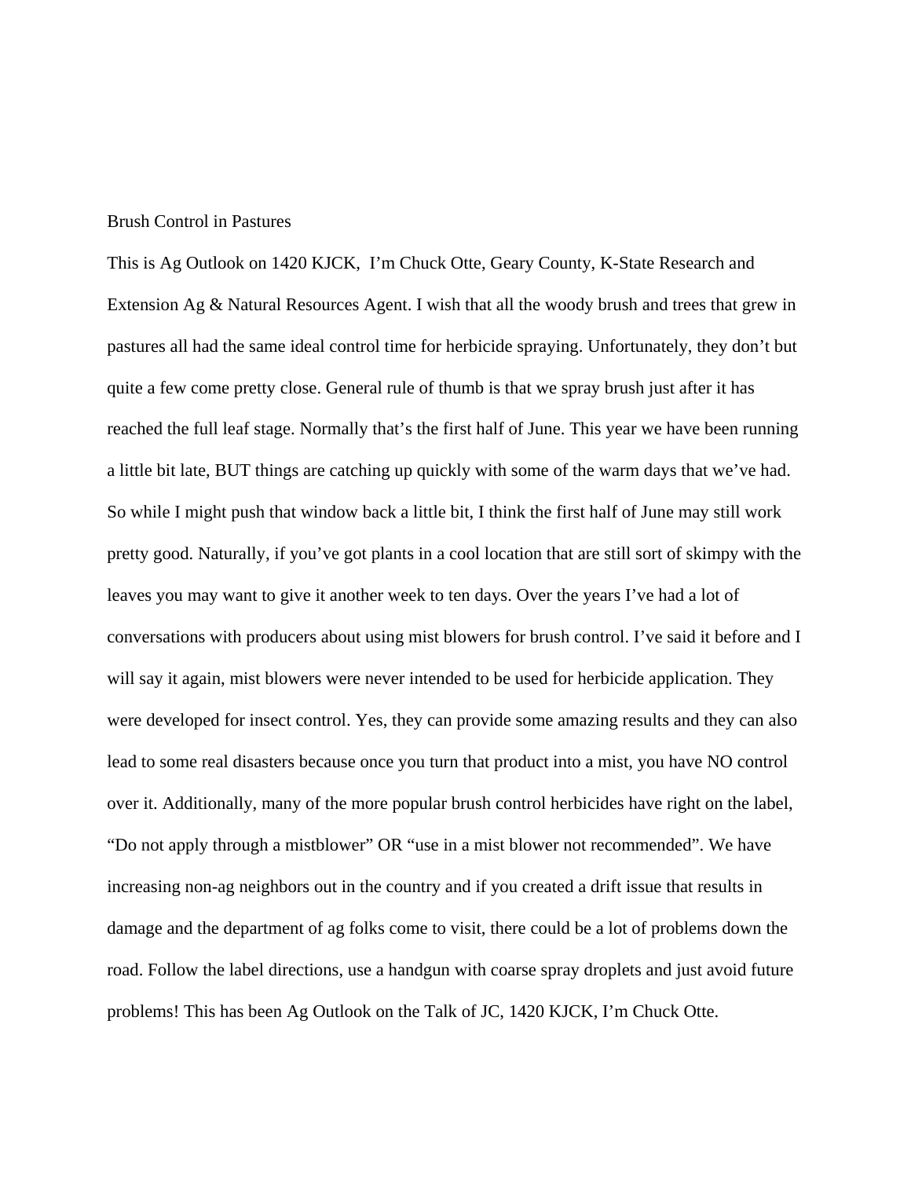Brush Control in Pastures

This is Ag Outlook on 1420 KJCK,  I'm Chuck Otte, Geary County, K-State Research and Extension Ag & Natural Resources Agent. I wish that all the woody brush and trees that grew in pastures all had the same ideal control time for herbicide spraying. Unfortunately, they don't but quite a few come pretty close. General rule of thumb is that we spray brush just after it has reached the full leaf stage. Normally that's the first half of June. This year we have been running a little bit late, BUT things are catching up quickly with some of the warm days that we've had. So while I might push that window back a little bit, I think the first half of June may still work pretty good. Naturally, if you've got plants in a cool location that are still sort of skimpy with the leaves you may want to give it another week to ten days. Over the years I've had a lot of conversations with producers about using mist blowers for brush control. I've said it before and I will say it again, mist blowers were never intended to be used for herbicide application. They were developed for insect control. Yes, they can provide some amazing results and they can also lead to some real disasters because once you turn that product into a mist, you have NO control over it. Additionally, many of the more popular brush control herbicides have right on the label, "Do not apply through a mistblower" OR "use in a mist blower not recommended". We have increasing non-ag neighbors out in the country and if you created a drift issue that results in damage and the department of ag folks come to visit, there could be a lot of problems down the road. Follow the label directions, use a handgun with coarse spray droplets and just avoid future problems! This has been Ag Outlook on the Talk of JC, 1420 KJCK, I'm Chuck Otte.